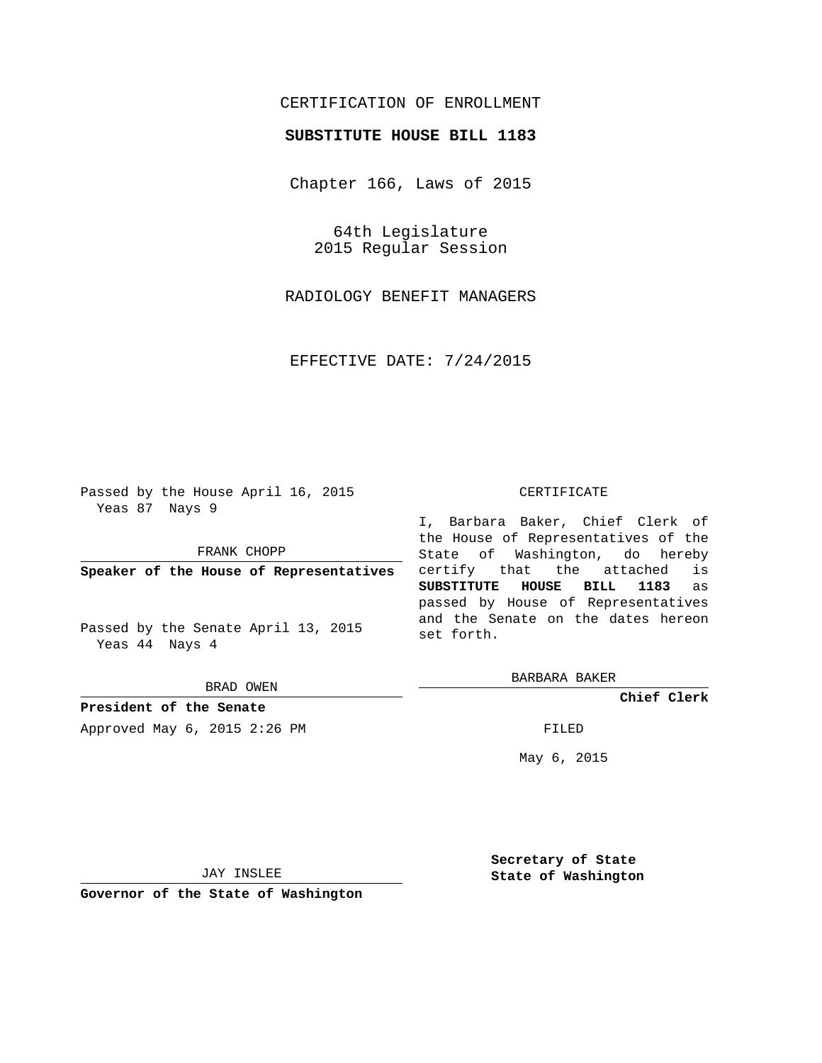CERTIFICATION OF ENROLLMENT

**SUBSTITUTE HOUSE BILL 1183**

Chapter 166, Laws of 2015

64th Legislature
2015 Regular Session

RADIOLOGY BENEFIT MANAGERS

EFFECTIVE DATE: 7/24/2015

Passed by the House April 16, 2015
Yeas 87 Nays 9

FRANK CHOPP

**Speaker of the House of Representatives**

Passed by the Senate April 13, 2015
Yeas 44 Nays 4

BRAD OWEN

**President of the Senate**

Approved May 6, 2015 2:26 PM

JAY INSLEE

**Governor of the State of Washington**

CERTIFICATE

I, Barbara Baker, Chief Clerk of the House of Representatives of the State of Washington, do hereby certify that the attached is **SUBSTITUTE HOUSE BILL 1183** as passed by House of Representatives and the Senate on the dates hereon set forth.

BARBARA BAKER

**Chief Clerk**

FILED

May 6, 2015

**Secretary of State**
**State of Washington**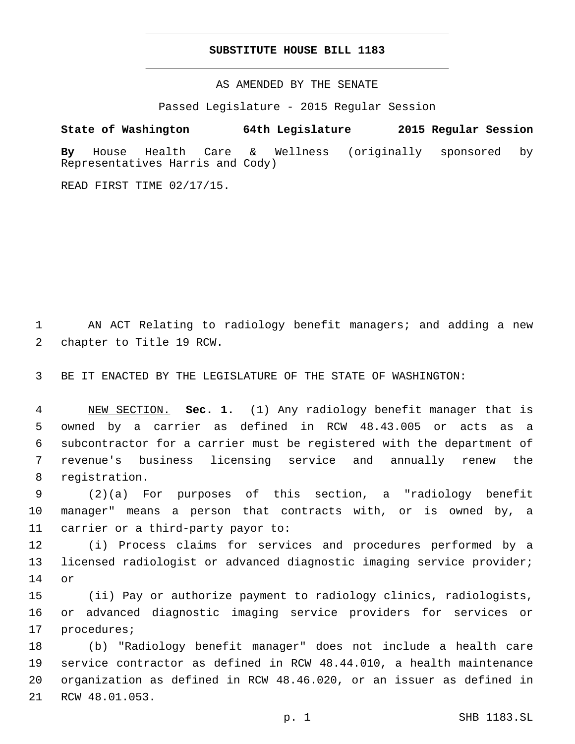# SUBSTITUTE HOUSE BILL 1183

AS AMENDED BY THE SENATE

Passed Legislature - 2015 Regular Session

**State of Washington 64th Legislature 2015 Regular Session**

**By** House Health Care & Wellness (originally sponsored by Representatives Harris and Cody)

READ FIRST TIME 02/17/15.

AN ACT Relating to radiology benefit managers; and adding a new chapter to Title 19 RCW.

BE IT ENACTED BY THE LEGISLATURE OF THE STATE OF WASHINGTON:

NEW SECTION. **Sec. 1.** (1) Any radiology benefit manager that is owned by a carrier as defined in RCW 48.43.005 or acts as a subcontractor for a carrier must be registered with the department of revenue's business licensing service and annually renew the registration.

(2)(a) For purposes of this section, a "radiology benefit manager" means a person that contracts with, or is owned by, a carrier or a third-party payor to:

(i) Process claims for services and procedures performed by a licensed radiologist or advanced diagnostic imaging service provider; or

(ii) Pay or authorize payment to radiology clinics, radiologists, or advanced diagnostic imaging service providers for services or procedures;

(b) "Radiology benefit manager" does not include a health care service contractor as defined in RCW 48.44.010, a health maintenance organization as defined in RCW 48.46.020, or an issuer as defined in RCW 48.01.053.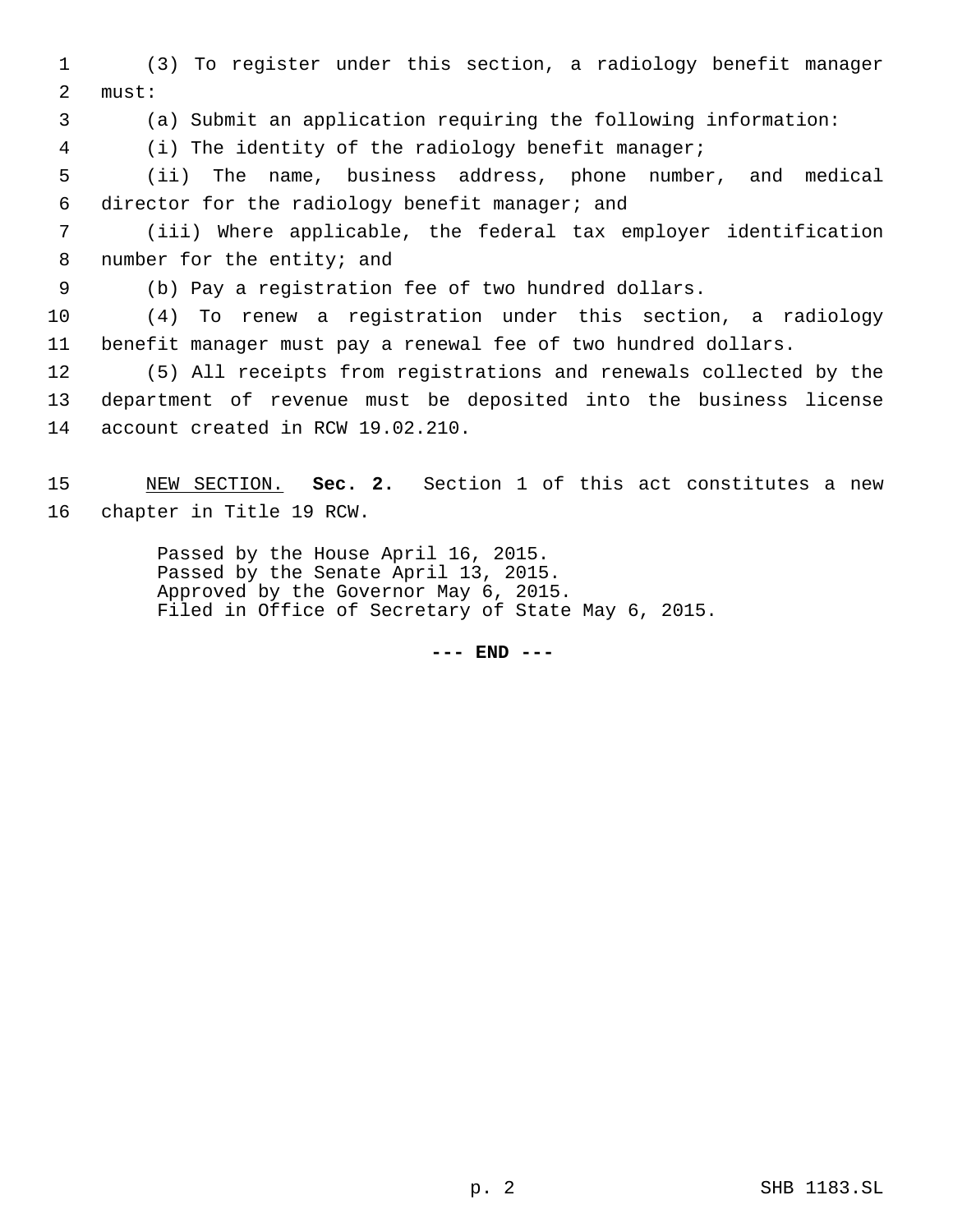(3) To register under this section, a radiology benefit manager must:

(a) Submit an application requiring the following information:

(i) The identity of the radiology benefit manager;

(ii) The name, business address, phone number, and medical director for the radiology benefit manager; and

(iii) Where applicable, the federal tax employer identification number for the entity; and

(b) Pay a registration fee of two hundred dollars.

(4) To renew a registration under this section, a radiology benefit manager must pay a renewal fee of two hundred dollars.

(5) All receipts from registrations and renewals collected by the department of revenue must be deposited into the business license account created in RCW 19.02.210.

NEW SECTION. **Sec. 2.** Section 1 of this act constitutes a new chapter in Title 19 RCW.

Passed by the House April 16, 2015.
Passed by the Senate April 13, 2015.
Approved by the Governor May 6, 2015.
Filed in Office of Secretary of State May 6, 2015.

**--- END ---**